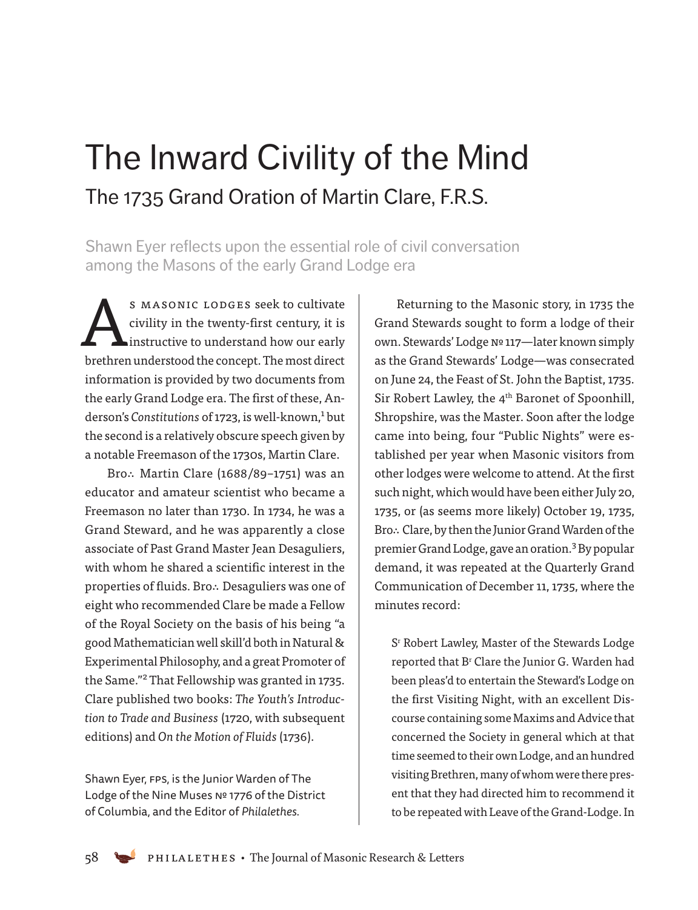# The Inward Civility of the Mind

## The 1735 Grand Oration of Martin Clare, F.R.S.

Shawn Eyer reflects upon the essential role of civil conversation among the Masons of the early Grand Lodge era

As Masonic lodges seek to cultivate civility in the twenty-first century, it is instructive to understand how our early brethren understood the concept. The most direct information is provided by two documents from the early Grand Lodge era. The first of these, Anderson's *Constitutions* of 1723, is well-known,[1] but the second is a relatively obscure speech given by a notable Freemason of the 1730s, Martin Clare.

Bro.∴ Martin Clare (1688/89–1751) was an educator and amateur scientist who became a Freemason no later than 1730. In 1734, he was a Grand Steward, and he was apparently a close associate of Past Grand Master Jean Desaguliers, with whom he shared a scientific interest in the properties of fluids. Bro.∴ Desaguliers was one of eight who recommended Clare be made a Fellow of the Royal Society on the basis of his being "a good Mathematician well skill'd both in Natural & Experimental Philosophy, and a great Promoter of the Same."[2] That Fellowship was granted in 1735. Clare published two books: *The Youth's Introduction to Trade and Business* (1720, with subsequent editions) and *On the Motion of Fluids* (1736).

Shawn Eyer, FPS, is the Junior Warden of The Lodge of the Nine Muses № 1776 of the District of Columbia, and the Editor of *Philalethes.*

Returning to the Masonic story, in 1735 the Grand Stewards sought to form a lodge of their own. Stewards' Lodge № 117—later known simply as the Grand Stewards' Lodge—was consecrated on June 24, the Feast of St. John the Baptist, 1735. Sir Robert Lawley, the 4th Baronet of Spoonhill, Shropshire, was the Master. Soon after the lodge came into being, four "Public Nights" were established per year when Masonic visitors from other lodges were welcome to attend. At the first such night, which would have been either July 20, 1735, or (as seems more likely) October 19, 1735, Bro.∴ Clare, by then the Junior Grand Warden of the premier Grand Lodge, gave an oration.[3] By popular demand, it was repeated at the Quarterly Grand Communication of December 11, 1735, where the minutes record:

> Sr Robert Lawley, Master of the Stewards Lodge reported that Br Clare the Junior G. Warden had been pleas'd to entertain the Steward's Lodge on the first Visiting Night, with an excellent Discourse containing some Maxims and Advice that concerned the Society in general which at that time seemed to their own Lodge, and an hundred visiting Brethren, many of whom were there present that they had directed him to recommend it to be repeated with Leave of the Grand-Lodge. In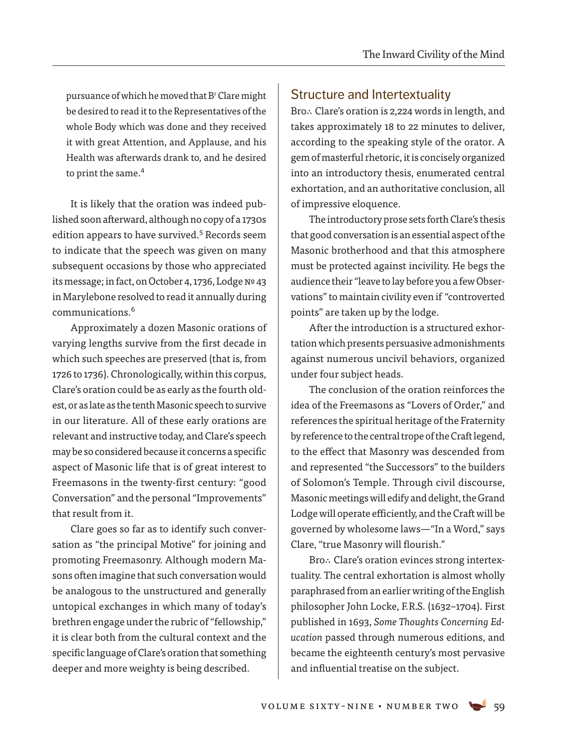pursuance of which he moved that B^r Clare might be desired to read it to the Representatives of the whole Body which was done and they received it with great Attention, and Applause, and his Health was afterwards drank to, and he desired to print the same.[4]

It is likely that the oration was indeed published soon afterward, although no copy of a 1730s edition appears to have survived.[5] Records seem to indicate that the speech was given on many subsequent occasions by those who appreciated its message; in fact, on October 4, 1736, Lodge № 43 in Marylebone resolved to read it annually during communications.[6]

Approximately a dozen Masonic orations of varying lengths survive from the first decade in which such speeches are preserved (that is, from 1726 to 1736). Chronologically, within this corpus, Clare's oration could be as early as the fourth oldest, or as late as the tenth Masonic speech to survive in our literature. All of these early orations are relevant and instructive today, and Clare's speech may be so considered because it concerns a specific aspect of Masonic life that is of great interest to Freemasons in the twenty-first century: "good Conversation" and the personal "Improvements" that result from it.

Clare goes so far as to identify such conversation as "the principal Motive" for joining and promoting Freemasonry. Although modern Masons often imagine that such conversation would be analogous to the unstructured and generally untopical exchanges in which many of today's brethren engage under the rubric of "fellowship," it is clear both from the cultural context and the specific language of Clare's oration that something deeper and more weighty is being described.

## Structure and Intertextuality

Bro.·. Clare's oration is 2,224 words in length, and takes approximately 18 to 22 minutes to deliver, according to the speaking style of the orator. A gem of masterful rhetoric, it is concisely organized into an introductory thesis, enumerated central exhortation, and an authoritative conclusion, all of impressive eloquence.

The introductory prose sets forth Clare's thesis that good conversation is an essential aspect of the Masonic brotherhood and that this atmosphere must be protected against incivility. He begs the audience their "leave to lay before you a few Observations" to maintain civility even if "controverted points" are taken up by the lodge.

After the introduction is a structured exhortation which presents persuasive admonishments against numerous uncivil behaviors, organized under four subject heads.

The conclusion of the oration reinforces the idea of the Freemasons as "Lovers of Order," and references the spiritual heritage of the Fraternity by reference to the central trope of the Craft legend, to the effect that Masonry was descended from and represented "the Successors" to the builders of Solomon's Temple. Through civil discourse, Masonic meetings will edify and delight, the Grand Lodge will operate efficiently, and the Craft will be governed by wholesome laws—"In a Word," says Clare, "true Masonry will flourish."

Bro.·. Clare's oration evinces strong intertextuality. The central exhortation is almost wholly paraphrased from an earlier writing of the English philosopher John Locke, F.R.S. (1632–1704). First published in 1693, *Some Thoughts Concerning Education* passed through numerous editions, and became the eighteenth century's most pervasive and influential treatise on the subject.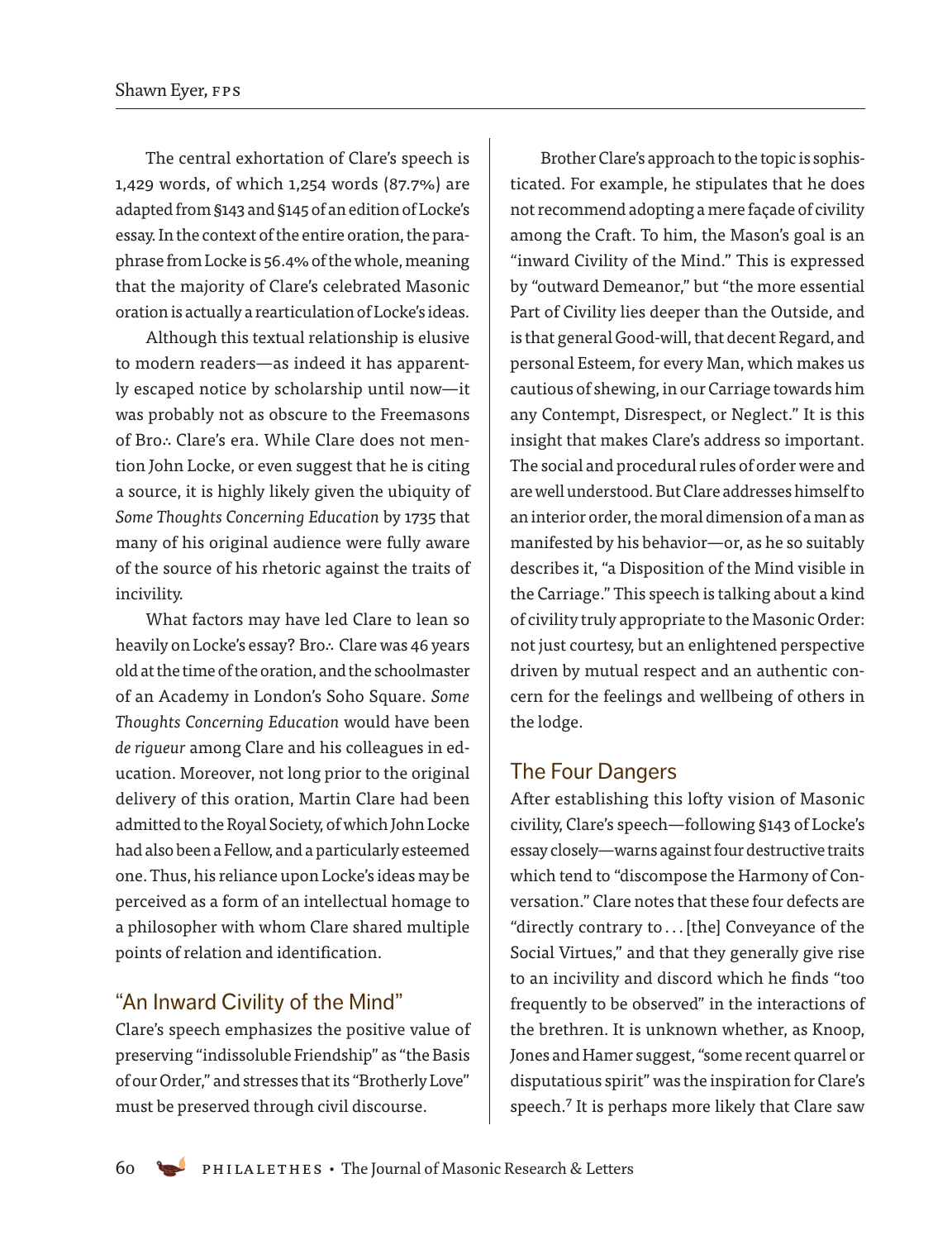The central exhortation of Clare's speech is 1,429 words, of which 1,254 words (87.7%) are adapted from §143 and §145 of an edition of Locke's essay. In the context of the entire oration, the paraphrase from Locke is 56.4% of the whole, meaning that the majority of Clare's celebrated Masonic oration is actually a rearticulation of Locke's ideas.

Although this textual relationship is elusive to modern readers—as indeed it has apparently escaped notice by scholarship until now—it was probably not as obscure to the Freemasons of Bro.·. Clare's era. While Clare does not mention John Locke, or even suggest that he is citing a source, it is highly likely given the ubiquity of *Some Thoughts Concerning Education* by 1735 that many of his original audience were fully aware of the source of his rhetoric against the traits of incivility.

What factors may have led Clare to lean so heavily on Locke's essay? Bro.·. Clare was 46 years old at the time of the oration, and the schoolmaster of an Academy in London's Soho Square. *Some Thoughts Concerning Education* would have been *de rigueur* among Clare and his colleagues in education. Moreover, not long prior to the original delivery of this oration, Martin Clare had been admitted to the Royal Society, of which John Locke had also been a Fellow, and a particularly esteemed one. Thus, his reliance upon Locke's ideas may be perceived as a form of an intellectual homage to a philosopher with whom Clare shared multiple points of relation and identification.

## "An Inward Civility of the Mind"

Clare's speech emphasizes the positive value of preserving "indissoluble Friendship" as "the Basis of our Order," and stresses that its "Brotherly Love" must be preserved through civil discourse.

Brother Clare's approach to the topic is sophisticated. For example, he stipulates that he does not recommend adopting a mere façade of civility among the Craft. To him, the Mason's goal is an "inward Civility of the Mind." This is expressed by "outward Demeanor," but "the more essential Part of Civility lies deeper than the Outside, and is that general Good-will, that decent Regard, and personal Esteem, for every Man, which makes us cautious of shewing, in our Carriage towards him any Contempt, Disrespect, or Neglect." It is this insight that makes Clare's address so important. The social and procedural rules of order were and are well understood. But Clare addresses himself to an interior order, the moral dimension of a man as manifested by his behavior—or, as he so suitably describes it, "a Disposition of the Mind visible in the Carriage." This speech is talking about a kind of civility truly appropriate to the Masonic Order: not just courtesy, but an enlightened perspective driven by mutual respect and an authentic concern for the feelings and wellbeing of others in the lodge.

## The Four Dangers

After establishing this lofty vision of Masonic civility, Clare's speech—following §143 of Locke's essay closely—warns against four destructive traits which tend to "discompose the Harmony of Conversation." Clare notes that these four defects are "directly contrary to . . . [the] Conveyance of the Social Virtues," and that they generally give rise to an incivility and discord which he finds "too frequently to be observed" in the interactions of the brethren. It is unknown whether, as Knoop, Jones and Hamer suggest, "some recent quarrel or disputatious spirit" was the inspiration for Clare's speech.[7] It is perhaps more likely that Clare saw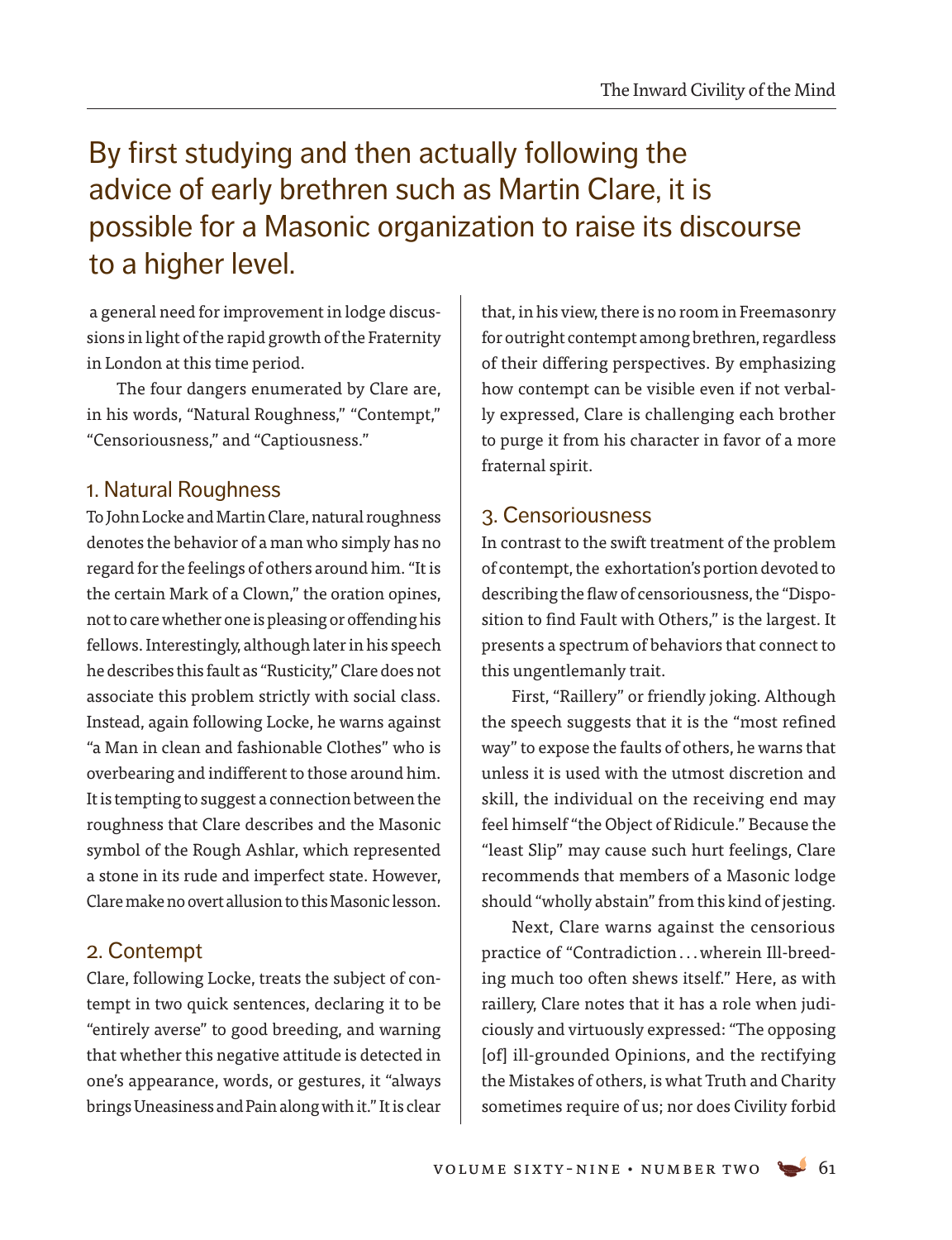By first studying and then actually following the advice of early brethren such as Martin Clare, it is possible for a Masonic organization to raise its discourse to a higher level.

a general need for improvement in lodge discussions in light of the rapid growth of the Fraternity in London at this time period.

The four dangers enumerated by Clare are, in his words, "Natural Roughness," "Contempt," "Censoriousness," and "Captiousness."

## 1. Natural Roughness

To John Locke and Martin Clare, natural roughness denotes the behavior of a man who simply has no regard for the feelings of others around him. "It is the certain Mark of a Clown," the oration opines, not to care whether one is pleasing or offending his fellows. Interestingly, although later in his speech he describes this fault as "Rusticity," Clare does not associate this problem strictly with social class. Instead, again following Locke, he warns against "a Man in clean and fashionable Clothes" who is overbearing and indifferent to those around him. It is tempting to suggest a connection between the roughness that Clare describes and the Masonic symbol of the Rough Ashlar, which represented a stone in its rude and imperfect state. However, Clare make no overt allusion to this Masonic lesson.

## 2. Contempt

Clare, following Locke, treats the subject of contempt in two quick sentences, declaring it to be "entirely averse" to good breeding, and warning that whether this negative attitude is detected in one's appearance, words, or gestures, it "always brings Uneasiness and Pain along with it." It is clear that, in his view, there is no room in Freemasonry for outright contempt among brethren, regardless of their differing perspectives. By emphasizing how contempt can be visible even if not verbally expressed, Clare is challenging each brother to purge it from his character in favor of a more fraternal spirit.

## 3. Censoriousness

In contrast to the swift treatment of the problem of contempt, the exhortation's portion devoted to describing the flaw of censoriousness, the "Disposition to find Fault with Others," is the largest. It presents a spectrum of behaviors that connect to this ungentlemanly trait.

First, "Raillery" or friendly joking. Although the speech suggests that it is the "most refined way" to expose the faults of others, he warns that unless it is used with the utmost discretion and skill, the individual on the receiving end may feel himself "the Object of Ridicule." Because the "least Slip" may cause such hurt feelings, Clare recommends that members of a Masonic lodge should "wholly abstain" from this kind of jesting.

Next, Clare warns against the censorious practice of "Contradiction . . . wherein Ill-breeding much too often shews itself." Here, as with raillery, Clare notes that it has a role when judiciously and virtuously expressed: "The opposing [of] ill-grounded Opinions, and the rectifying the Mistakes of others, is what Truth and Charity sometimes require of us; nor does Civility forbid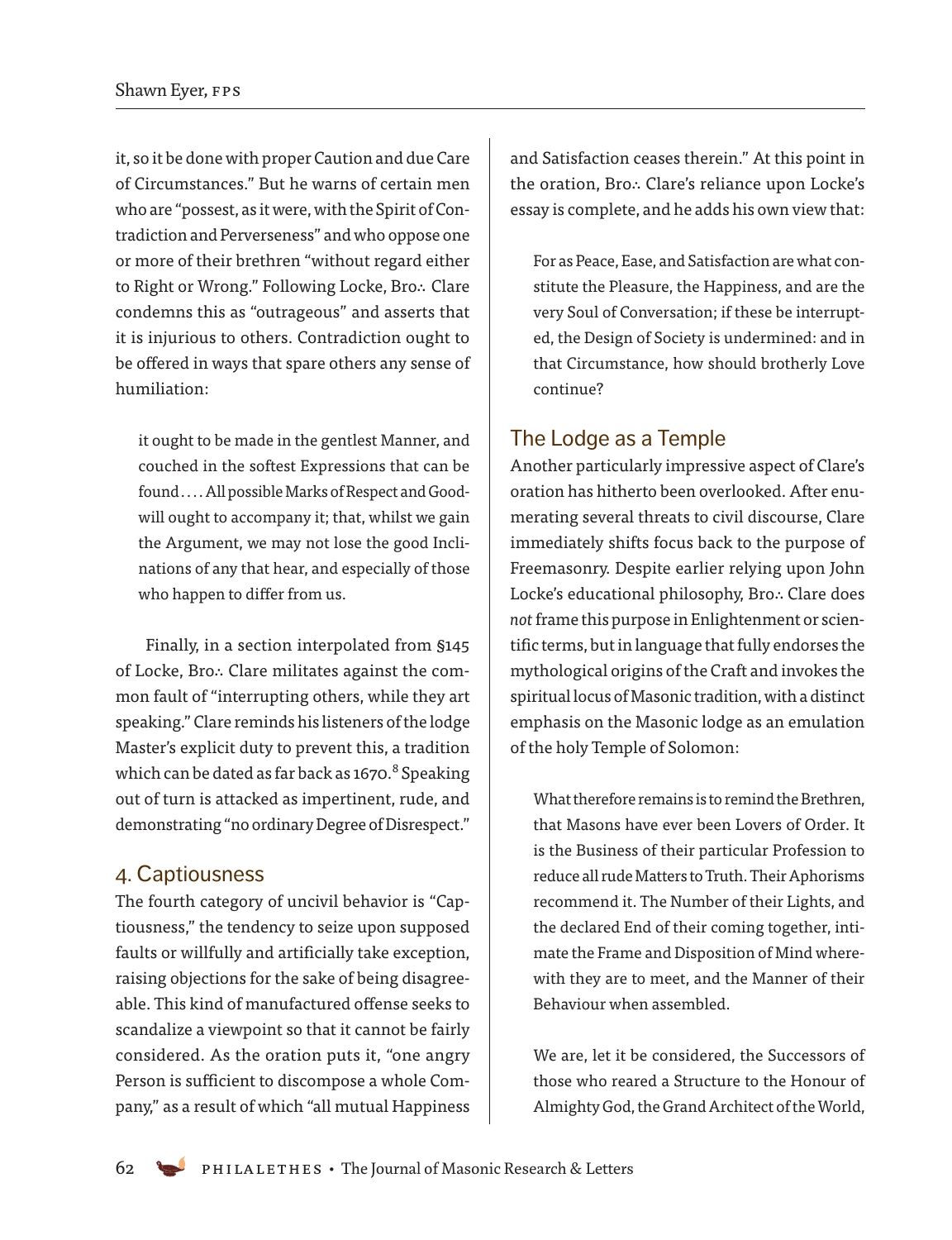it, so it be done with proper Caution and due Care of Circumstances." But he warns of certain men who are "possest, as it were, with the Spirit of Contradiction and Perverseness" and who oppose one or more of their brethren "without regard either to Right or Wrong." Following Locke, Bro∴ Clare condemns this as "outrageous" and asserts that it is injurious to others. Contradiction ought to be offered in ways that spare others any sense of humiliation:

> it ought to be made in the gentlest Manner, and couched in the softest Expressions that can be found . . . . All possible Marks of Respect and Goodwill ought to accompany it; that, whilst we gain the Argument, we may not lose the good Inclinations of any that hear, and especially of those who happen to differ from us.

Finally, in a section interpolated from §145 of Locke, Bro∴ Clare militates against the common fault of "interrupting others, while they art speaking." Clare reminds his listeners of the lodge Master's explicit duty to prevent this, a tradition which can be dated as far back as 1670.[8] Speaking out of turn is attacked as impertinent, rude, and demonstrating "no ordinary Degree of Disrespect."

## 4. Captiousness

The fourth category of uncivil behavior is "Captiousness," the tendency to seize upon supposed faults or willfully and artificially take exception, raising objections for the sake of being disagreeable. This kind of manufactured offense seeks to scandalize a viewpoint so that it cannot be fairly considered. As the oration puts it, "one angry Person is sufficient to discompose a whole Company," as a result of which "all mutual Happiness and Satisfaction ceases therein." At this point in the oration, Bro∴ Clare's reliance upon Locke's essay is complete, and he adds his own view that:

> For as Peace, Ease, and Satisfaction are what constitute the Pleasure, the Happiness, and are the very Soul of Conversation; if these be interrupted, the Design of Society is undermined: and in that Circumstance, how should brotherly Love continue?

## The Lodge as a Temple

Another particularly impressive aspect of Clare's oration has hitherto been overlooked. After enumerating several threats to civil discourse, Clare immediately shifts focus back to the purpose of Freemasonry. Despite earlier relying upon John Locke's educational philosophy, Bro∴ Clare does *not* frame this purpose in Enlightenment or scientific terms, but in language that fully endorses the mythological origins of the Craft and invokes the spiritual locus of Masonic tradition, with a distinct emphasis on the Masonic lodge as an emulation of the holy Temple of Solomon:

> What therefore remains is to remind the Brethren, that Masons have ever been Lovers of Order. It is the Business of their particular Profession to reduce all rude Matters to Truth. Their Aphorisms recommend it. The Number of their Lights, and the declared End of their coming together, intimate the Frame and Disposition of Mind wherewith they are to meet, and the Manner of their Behaviour when assembled.
>
> We are, let it be considered, the Successors of those who reared a Structure to the Honour of Almighty God, the Grand Architect of the World,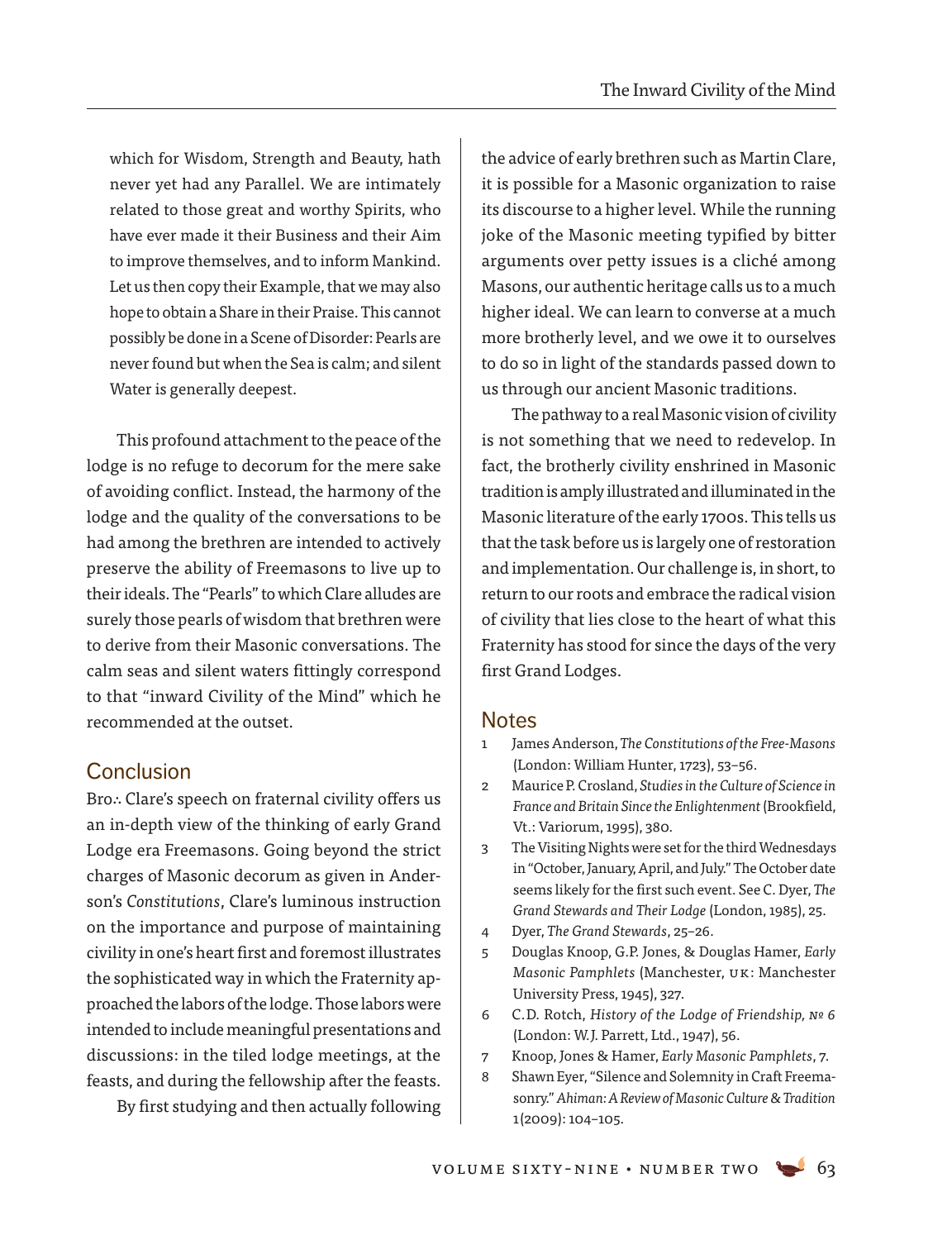which for Wisdom, Strength and Beauty, hath never yet had any Parallel. We are intimately related to those great and worthy Spirits, who have ever made it their Business and their Aim to improve themselves, and to inform Mankind. Let us then copy their Example, that we may also hope to obtain a Share in their Praise. This cannot possibly be done in a Scene of Disorder: Pearls are never found but when the Sea is calm; and silent Water is generally deepest.

This profound attachment to the peace of the lodge is no refuge to decorum for the mere sake of avoiding conflict. Instead, the harmony of the lodge and the quality of the conversations to be had among the brethren are intended to actively preserve the ability of Freemasons to live up to their ideals. The "Pearls" to which Clare alludes are surely those pearls of wisdom that brethren were to derive from their Masonic conversations. The calm seas and silent waters fittingly correspond to that "inward Civility of the Mind" which he recommended at the outset.

## Conclusion

Bro∴ Clare's speech on fraternal civility offers us an in-depth view of the thinking of early Grand Lodge era Freemasons. Going beyond the strict charges of Masonic decorum as given in Anderson's *Constitutions*, Clare's luminous instruction on the importance and purpose of maintaining civility in one's heart first and foremost illustrates the sophisticated way in which the Fraternity approached the labors of the lodge. Those labors were intended to include meaningful presentations and discussions: in the tiled lodge meetings, at the feasts, and during the fellowship after the feasts.

By first studying and then actually following the advice of early brethren such as Martin Clare, it is possible for a Masonic organization to raise its discourse to a higher level. While the running joke of the Masonic meeting typified by bitter arguments over petty issues is a cliché among Masons, our authentic heritage calls us to a much higher ideal. We can learn to converse at a much more brotherly level, and we owe it to ourselves to do so in light of the standards passed down to us through our ancient Masonic traditions.

The pathway to a real Masonic vision of civility is not something that we need to redevelop. In fact, the brotherly civility enshrined in Masonic tradition is amply illustrated and illuminated in the Masonic literature of the early 1700s. This tells us that the task before us is largely one of restoration and implementation. Our challenge is, in short, to return to our roots and embrace the radical vision of civility that lies close to the heart of what this Fraternity has stood for since the days of the very first Grand Lodges.

## Notes

1. James Anderson, *The Constitutions of the Free-Masons* (London: William Hunter, 1723), 53–56.
2. Maurice P. Crosland, *Studies in the Culture of Science in France and Britain Since the Enlightenment* (Brookfield, Vt.: Variorum, 1995), 380.
3. The Visiting Nights were set for the third Wednesdays in "October, January, April, and July." The October date seems likely for the first such event. See C. Dyer, *The Grand Stewards and Their Lodge* (London, 1985), 25.
4. Dyer, *The Grand Stewards*, 25–26.
5. Douglas Knoop, G.P. Jones, & Douglas Hamer, *Early Masonic Pamphlets* (Manchester, UK: Manchester University Press, 1945), 327.
6. C.D. Rotch, *History of the Lodge of Friendship, № 6* (London: W.J. Parrett, Ltd., 1947), 56.
7. Knoop, Jones & Hamer, *Early Masonic Pamphlets*, 7.
8. Shawn Eyer, "Silence and Solemnity in Craft Freemasonry." *Ahiman: A Review of Masonic Culture & Tradition* 1(2009): 104–105.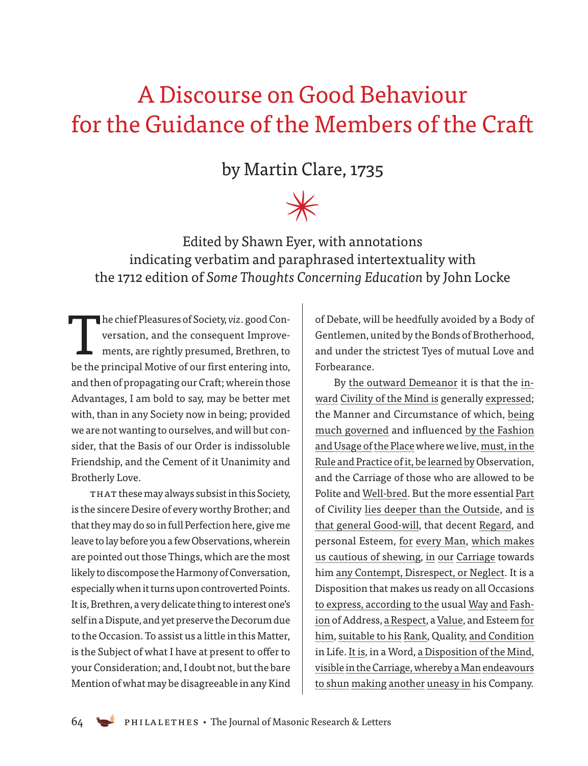# A Discourse on Good Behaviour for the Guidance of the Members of the Craft

## by Martin Clare, 1735

✳

Edited by Shawn Eyer, with annotations indicating verbatim and paraphrased intertextuality with the 1712 edition of *Some Thoughts Concerning Education* by John Locke

The chief Pleasures of Society, *viz*. good Conversation, and the consequent Improvements, are rightly presumed, Brethren, to be the principal Motive of our first entering into, and then of propagating our Craft; wherein those Advantages, I am bold to say, may be better met with, than in any Society now in being; provided we are not wanting to ourselves, and will but consider, that the Basis of our Order is indissoluble Friendship, and the Cement of it Unanimity and Brotherly Love.

THAT these may always subsist in this Society, is the sincere Desire of every worthy Brother; and that they may do so in full Perfection here, give me leave to lay before you a few Observations, wherein are pointed out those Things, which are the most likely to discompose the Harmony of Conversation, especially when it turns upon controverted Points. It is, Brethren, a very delicate thing to interest one's self in a Dispute, and yet preserve the Decorum due to the Occasion. To assist us a little in this Matter, is the Subject of what I have at present to offer to your Consideration; and, I doubt not, but the bare Mention of what may be disagreeable in any Kind of Debate, will be heedfully avoided by a Body of Gentlemen, united by the Bonds of Brotherhood, and under the strictest Tyes of mutual Love and Forbearance.

By the outward Demeanor it is that the inward Civility of the Mind is generally expressed; the Manner and Circumstance of which, being much governed and influenced by the Fashion and Usage of the Place where we live, must, in the Rule and Practice of it, be learned by Observation, and the Carriage of those who are allowed to be Polite and Well-bred. But the more essential Part of Civility lies deeper than the Outside, and is that general Good-will, that decent Regard, and personal Esteem, for every Man, which makes us cautious of shewing, in our Carriage towards him any Contempt, Disrespect, or Neglect. It is a Disposition that makes us ready on all Occasions to express, according to the usual Way and Fashion of Address, a Respect, a Value, and Esteem for him, suitable to his Rank, Quality, and Condition in Life. It is, in a Word, a Disposition of the Mind, visible in the Carriage, whereby a Man endeavours to shun making another uneasy in his Company.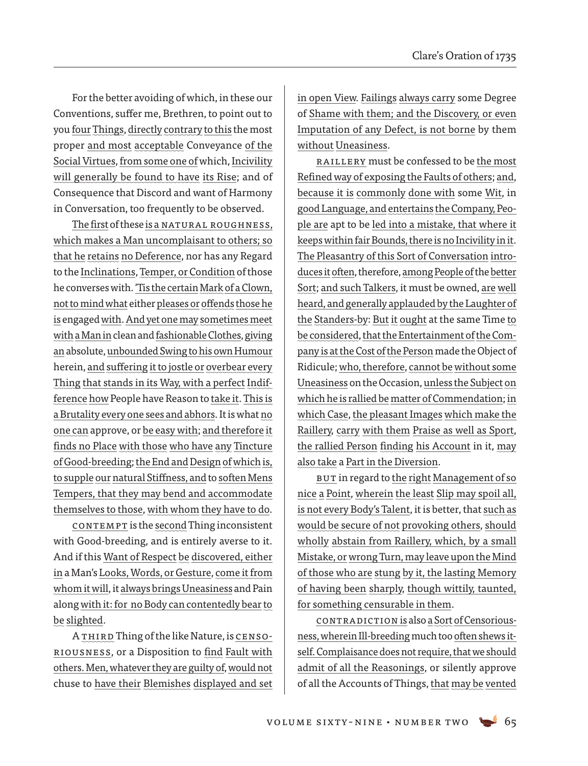For the better avoiding of which, in these our Conventions, suffer me, Brethren, to point out to you four Things, directly contrary to this the most proper and most acceptable Conveyance of the Social Virtues, from some one of which, Incivility will generally be found to have its Rise; and of Consequence that Discord and want of Harmony in Conversation, too frequently to be observed.

The first of these is a NATURAL ROUGHNESS, which makes a Man uncomplaisant to others; so that he retains no Deference, nor has any Regard to the Inclinations, Temper, or Condition of those he converses with. 'Tis the certain Mark of a Clown, not to mind what either pleases or offends those he is engaged with. And yet one may sometimes meet with a Man in clean and fashionable Clothes, giving an absolute, unbounded Swing to his own Humour herein, and suffering it to jostle or overbear every Thing that stands in its Way, with a perfect Indifference how People have Reason to take it. This is a Brutality every one sees and abhors. It is what no one can approve, or be easy with; and therefore it finds no Place with those who have any Tincture of Good-breeding; the End and Design of which is, to supple our natural Stiffness, and to soften Mens Tempers, that they may bend and accommodate themselves to those, with whom they have to do.

CONTEMPT is the second Thing inconsistent with Good-breeding, and is entirely averse to it. And if this Want of Respect be discovered, either in a Man's Looks, Words, or Gesture, come it from whom it will, it always brings Uneasiness and Pain along with it: for no Body can contentedly bear to be slighted.

A THIRD Thing of the like Nature, is CENSORIOUSNESS, or a Disposition to find Fault with others. Men, whatever they are guilty of, would not chuse to have their Blemishes displayed and set in open View. Failings always carry some Degree of Shame with them; and the Discovery, or even Imputation of any Defect, is not borne by them without Uneasiness.

RAILLERY must be confessed to be the most Refined way of exposing the Faults of others; and, because it is commonly done with some Wit, in good Language, and entertains the Company, People are apt to be led into a mistake, that where it keeps within fair Bounds, there is no Incivility in it. The Pleasantry of this Sort of Conversation introduces it often, therefore, among People of the better Sort; and such Talkers, it must be owned, are well heard, and generally applauded by the Laughter of the Standers-by: But it ought at the same Time to be considered, that the Entertainment of the Company is at the Cost of the Person made the Object of Ridicule; who, therefore, cannot be without some Uneasiness on the Occasion, unless the Subject on which he is rallied be matter of Commendation; in which Case, the pleasant Images which make the Raillery, carry with them Praise as well as Sport, the rallied Person finding his Account in it, may also take a Part in the Diversion.

BUT in regard to the right Management of so nice a Point, wherein the least Slip may spoil all, is not every Body's Talent, it is better, that such as would be secure of not provoking others, should wholly abstain from Raillery, which, by a small Mistake, or wrong Turn, may leave upon the Mind of those who are stung by it, the lasting Memory of having been sharply, though wittily, taunted, for something censurable in them.

CONTRADICTION is also a Sort of Censoriousness, wherein Ill-breeding much too often shews itself. Complaisance does not require, that we should admit of all the Reasonings, or silently approve of all the Accounts of Things, that may be vented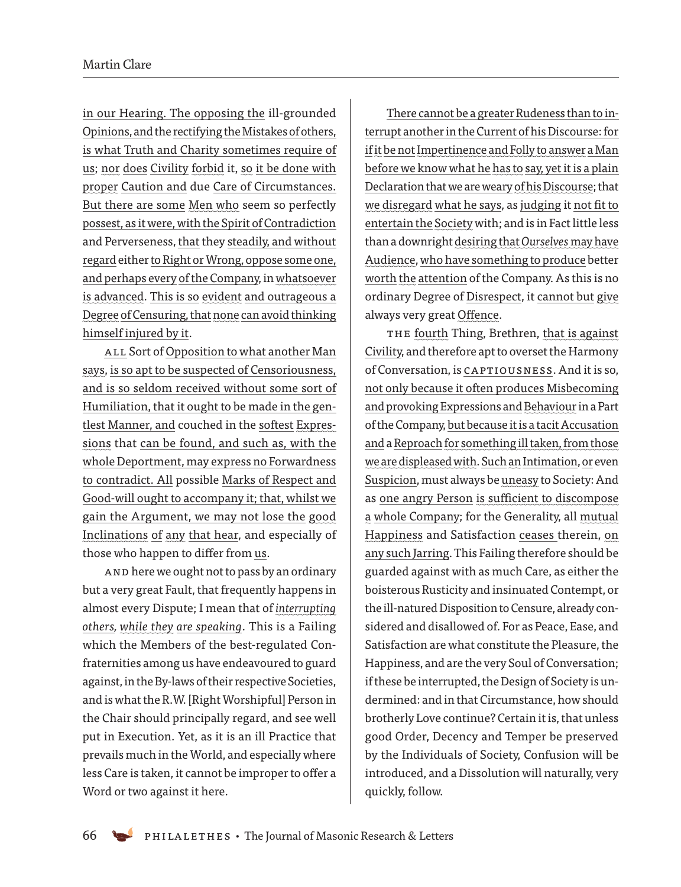in our Hearing. The opposing the ill-grounded Opinions, and the rectifying the Mistakes of others, is what Truth and Charity sometimes require of us; nor does Civility forbid it, so it be done with proper Caution and due Care of Circumstances. But there are some Men who seem so perfectly possest, as it were, with the Spirit of Contradiction and Perverseness, that they steadily, and without regard either to Right or Wrong, oppose some one, and perhaps every of the Company, in whatsoever is advanced. This is so evident and outrageous a Degree of Censuring, that none can avoid thinking himself injured by it.

ALL Sort of Opposition to what another Man says, is so apt to be suspected of Censoriousness, and is so seldom received without some sort of Humiliation, that it ought to be made in the gentlest Manner, and couched in the softest Expressions that can be found, and such as, with the whole Deportment, may express no Forwardness to contradict. All possible Marks of Respect and Good-will ought to accompany it; that, whilst we gain the Argument, we may not lose the good Inclinations of any that hear, and especially of those who happen to differ from us.

AND here we ought not to pass by an ordinary but a very great Fault, that frequently happens in almost every Dispute; I mean that of *interrupting others, while they are speaking*. This is a Failing which the Members of the best-regulated Confraternities among us have endeavoured to guard against, in the By-laws of their respective Societies, and is what the R.W. [Right Worshipful] Person in the Chair should principally regard, and see well put in Execution. Yet, as it is an ill Practice that prevails much in the World, and especially where less Care is taken, it cannot be improper to offer a Word or two against it here.

There cannot be a greater Rudeness than to interrupt another in the Current of his Discourse: for if it be not Impertinence and Folly to answer a Man before we know what he has to say, yet it is a plain Declaration that we are weary of his Discourse; that we disregard what he says, as judging it not fit to entertain the Society with; and is in Fact little less than a downright desiring that *Ourselves* may have Audience, who have something to produce better worth the attention of the Company. As this is no ordinary Degree of Disrespect, it cannot but give always very great Offence.

THE fourth Thing, Brethren, that is against Civility, and therefore apt to overset the Harmony of Conversation, is CAPTIOUSNESS. And it is so, not only because it often produces Misbecoming and provoking Expressions and Behaviour in a Part of the Company, but because it is a tacit Accusation and a Reproach for something ill taken, from those we are displeased with. Such an Intimation, or even Suspicion, must always be uneasy to Society: And as one angry Person is sufficient to discompose a whole Company; for the Generality, all mutual Happiness and Satisfaction ceases therein, on any such Jarring. This Failing therefore should be guarded against with as much Care, as either the boisterous Rusticity and insinuated Contempt, or the ill-natured Disposition to Censure, already considered and disallowed of. For as Peace, Ease, and Satisfaction are what constitute the Pleasure, the Happiness, and are the very Soul of Conversation; if these be interrupted, the Design of Society is undermined: and in that Circumstance, how should brotherly Love continue? Certain it is, that unless good Order, Decency and Temper be preserved by the Individuals of Society, Confusion will be introduced, and a Dissolution will naturally, very quickly, follow.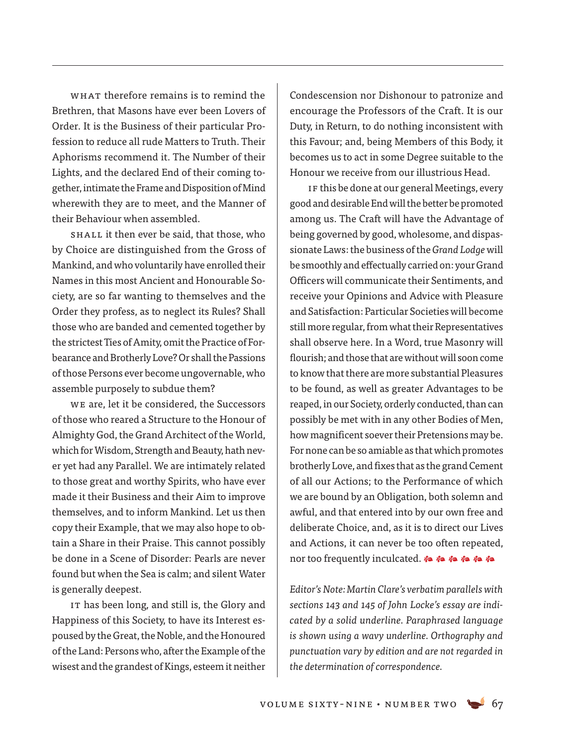WHAT therefore remains is to remind the Brethren, that Masons have ever been Lovers of Order. It is the Business of their particular Profession to reduce all rude Matters to Truth. Their Aphorisms recommend it. The Number of their Lights, and the declared End of their coming together, intimate the Frame and Disposition of Mind wherewith they are to meet, and the Manner of their Behaviour when assembled.

SHALL it then ever be said, that those, who by Choice are distinguished from the Gross of Mankind, and who voluntarily have enrolled their Names in this most Ancient and Honourable Society, are so far wanting to themselves and the Order they profess, as to neglect its Rules? Shall those who are banded and cemented together by the strictest Ties of Amity, omit the Practice of Forbearance and Brotherly Love? Or shall the Passions of those Persons ever become ungovernable, who assemble purposely to subdue them?

WE are, let it be considered, the Successors of those who reared a Structure to the Honour of Almighty God, the Grand Architect of the World, which for Wisdom, Strength and Beauty, hath never yet had any Parallel. We are intimately related to those great and worthy Spirits, who have ever made it their Business and their Aim to improve themselves, and to inform Mankind. Let us then copy their Example, that we may also hope to obtain a Share in their Praise. This cannot possibly be done in a Scene of Disorder: Pearls are never found but when the Sea is calm; and silent Water is generally deepest.

IT has been long, and still is, the Glory and Happiness of this Society, to have its Interest espoused by the Great, the Noble, and the Honoured of the Land: Persons who, after the Example of the wisest and the grandest of Kings, esteem it neither Condescension nor Dishonour to patronize and encourage the Professors of the Craft. It is our Duty, in Return, to do nothing inconsistent with this Favour; and, being Members of this Body, it becomes us to act in some Degree suitable to the Honour we receive from our illustrious Head.

IF this be done at our general Meetings, every good and desirable End will the better be promoted among us. The Craft will have the Advantage of being governed by good, wholesome, and dispassionate Laws: the business of the *Grand Lodge* will be smoothly and effectually carried on: your Grand Officers will communicate their Sentiments, and receive your Opinions and Advice with Pleasure and Satisfaction: Particular Societies will become still more regular, from what their Representatives shall observe here. In a Word, true Masonry will flourish; and those that are without will soon come to know that there are more substantial Pleasures to be found, as well as greater Advantages to be reaped, in our Society, orderly conducted, than can possibly be met with in any other Bodies of Men, how magnificent soever their Pretensions may be. For none can be so amiable as that which promotes brotherly Love, and fixes that as the grand Cement of all our Actions; to the Performance of which we are bound by an Obligation, both solemn and awful, and that entered into by our own free and deliberate Choice, and, as it is to direct our Lives and Actions, it can never be too often repeated, nor too frequently inculcated.

*Editor's Note: Martin Clare's verbatim parallels with sections 143 and 145 of John Locke's essay are indicated by a solid underline. Paraphrased language is shown using a wavy underline. Orthography and punctuation vary by edition and are not regarded in the determination of correspondence.*